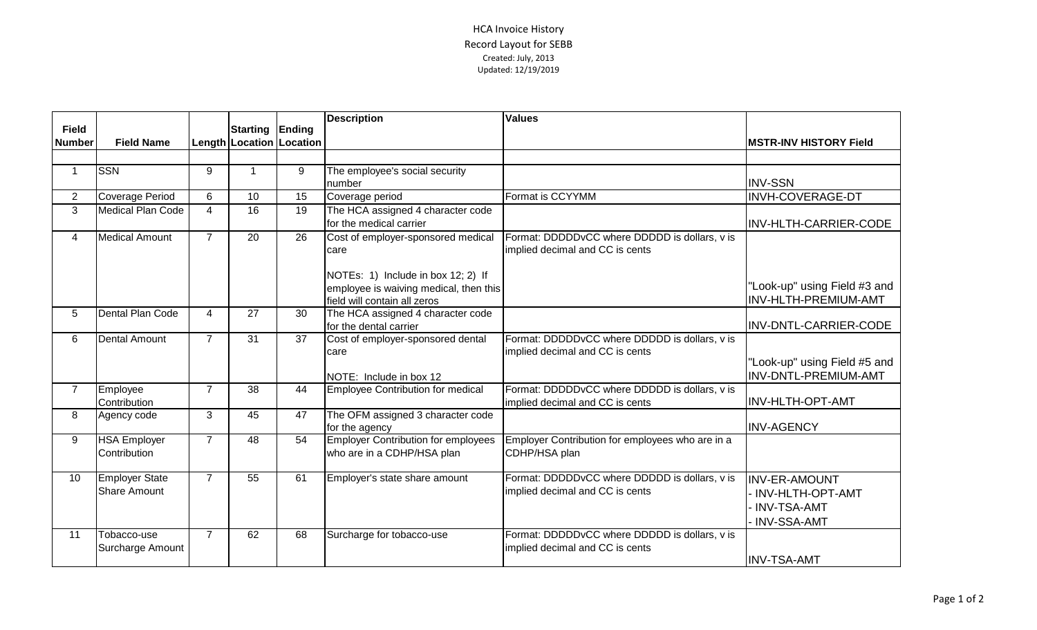# HCA Invoice History

## Record Layout for SEBB

Created: July, 2013

Updated: 12/19/2019

| Field Number | Field Name | Length | Starting Location | Ending Location | Description | Values | MSTR-INV HISTORY Field |
|---|---|---|---|---|---|---|---|
| 1 | SSN | 9 | 1 | 9 | The employee's social security number | | INV-SSN |
| 2 | Coverage Period | 6 | 10 | 15 | Coverage period | Format is CCYYMM | INVH-COVERAGE-DT |
| 3 | Medical Plan Code | 4 | 16 | 19 | The HCA assigned 4 character code for the medical carrier | | INV-HLTH-CARRIER-CODE |
| 4 | Medical Amount | 7 | 20 | 26 | Cost of employer-sponsored medical care<br><br>NOTEs: 1) Include in box 12; 2) If employee is waiving medical, then this field will contain all zeros | Format: DDDDDvCC where DDDDD is dollars, v is implied decimal and CC is cents | "Look-up" using Field #3 and INV-HLTH-PREMIUM-AMT |
| 5 | Dental Plan Code | 4 | 27 | 30 | The HCA assigned 4 character code for the dental carrier | | INV-DNTL-CARRIER-CODE |
| 6 | Dental Amount | 7 | 31 | 37 | Cost of employer-sponsored dental care<br><br>NOTE: Include in box 12 | Format: DDDDDvCC where DDDDD is dollars, v is implied decimal and CC is cents | "Look-up" using Field #5 and INV-DNTL-PREMIUM-AMT |
| 7 | Employee Contribution | 7 | 38 | 44 | Employee Contribution for medical | Format: DDDDDvCC where DDDDD is dollars, v is implied decimal and CC is cents | INV-HLTH-OPT-AMT |
| 8 | Agency code | 3 | 45 | 47 | The OFM assigned 3 character code for the agency | | INV-AGENCY |
| 9 | HSA Employer Contribution | 7 | 48 | 54 | Employer Contribution for employees who are in a CDHP/HSA plan | Employer Contribution for employees who are in a CDHP/HSA plan | |
| 10 | Employer State Share Amount | 7 | 55 | 61 | Employer's state share amount | Format: DDDDDvCC where DDDDD is dollars, v is implied decimal and CC is cents | INV-ER-AMOUNT<br>- INV-HLTH-OPT-AMT<br>- INV-TSA-AMT<br>- INV-SSA-AMT |
| 11 | Tobacco-use Surcharge Amount | 7 | 62 | 68 | Surcharge for tobacco-use | Format: DDDDDvCC where DDDDD is dollars, v is implied decimal and CC is cents | INV-TSA-AMT |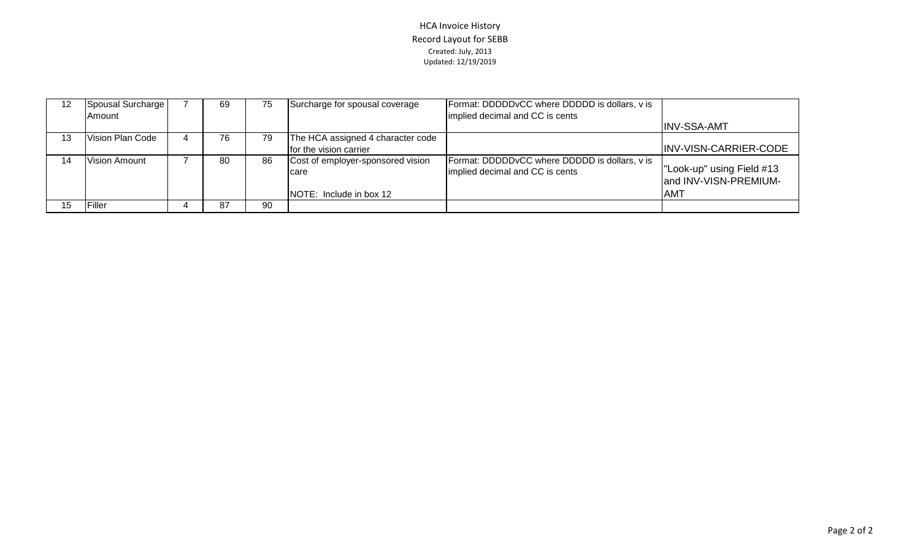HCA Invoice History

Record Layout for SEBB

Created: July, 2013

Updated: 12/19/2019

| | | | | | | | |
|---|---|---|---|---|---|---|---|
| 12 | Spousal Surcharge Amount | 7 | 69 | 75 | Surcharge for spousal coverage | Format: DDDDDvCC where DDDDD is dollars, v is implied decimal and CC is cents | INV-SSA-AMT |
| 13 | Vision Plan Code | 4 | 76 | 79 | The HCA assigned 4 character code for the vision carrier | | INV-VISN-CARRIER-CODE |
| 14 | Vision Amount | 7 | 80 | 86 | Cost of employer-sponsored vision care<br><br>NOTE: Include in box 12 | Format: DDDDDvCC where DDDDD is dollars, v is implied decimal and CC is cents | "Look-up" using Field #13 and INV-VISN-PREMIUM-AMT |
| 15 | Filler | 4 | 87 | 90 | | | |